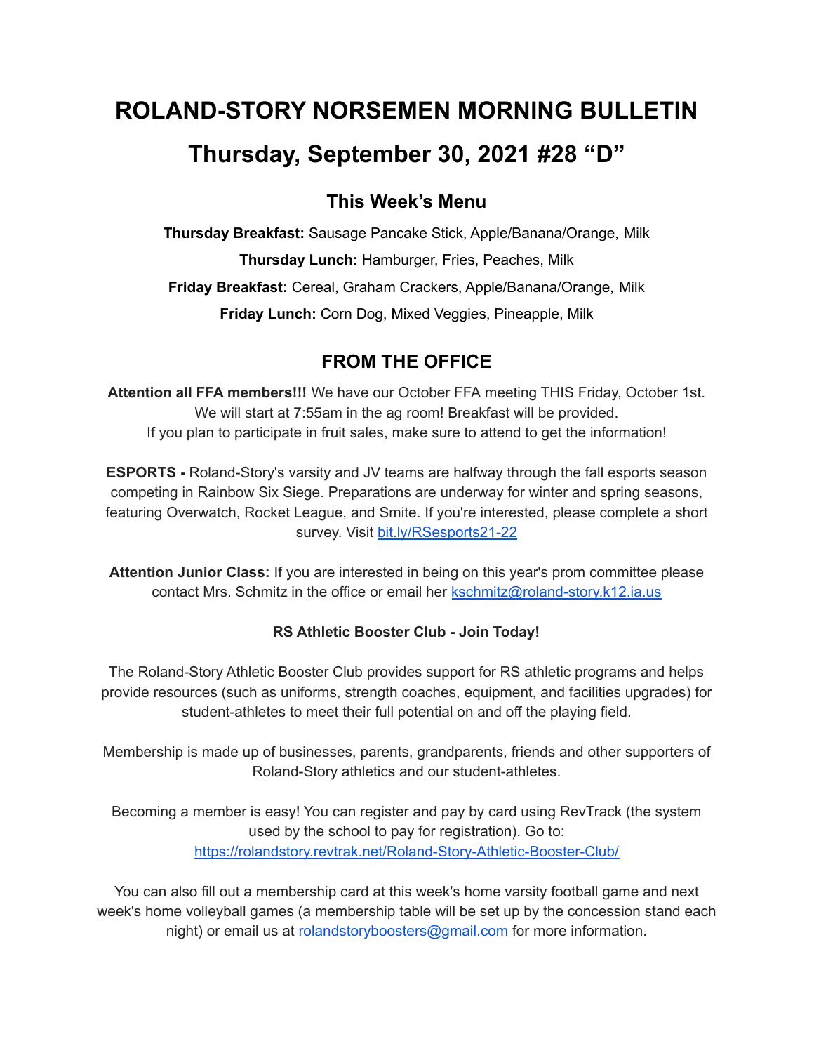# ROLAND-STORY NORSEMEN MORNING BULLETIN

# Thursday, September 30, 2021 #28 "D"

## This Week's Menu

**Thursday Breakfast:** Sausage Pancake Stick, Apple/Banana/Orange, Milk

**Thursday Lunch:** Hamburger, Fries, Peaches, Milk

**Friday Breakfast:** Cereal, Graham Crackers, Apple/Banana/Orange, Milk

**Friday Lunch:** Corn Dog, Mixed Veggies, Pineapple, Milk

## FROM THE OFFICE

**Attention all FFA members!!!** We have our October FFA meeting THIS Friday, October 1st. We will start at 7:55am in the ag room! Breakfast will be provided.
If you plan to participate in fruit sales, make sure to attend to get the information!

**ESPORTS -** Roland-Story's varsity and JV teams are halfway through the fall esports season competing in Rainbow Six Siege. Preparations are underway for winter and spring seasons, featuring Overwatch, Rocket League, and Smite. If you're interested, please complete a short survey. Visit [bit.ly/RSesports21-22](bit.ly/RSesports21-22)

**Attention Junior Class:** If you are interested in being on this year's prom committee please contact Mrs. Schmitz in the office or email her [kschmitz@roland-story.k12.ia.us](mailto:kschmitz@roland-story.k12.ia.us)

**RS Athletic Booster Club - Join Today!**

The Roland-Story Athletic Booster Club provides support for RS athletic programs and helps provide resources (such as uniforms, strength coaches, equipment, and facilities upgrades) for student-athletes to meet their full potential on and off the playing field.

Membership is made up of businesses, parents, grandparents, friends and other supporters of Roland-Story athletics and our student-athletes.

Becoming a member is easy! You can register and pay by card using RevTrack (the system used by the school to pay for registration). Go to: [https://rolandstory.revtrak.net/Roland-Story-Athletic-Booster-Club/](https://rolandstory.revtrak.net/Roland-Story-Athletic-Booster-Club/)

You can also fill out a membership card at this week's home varsity football game and next week's home volleyball games (a membership table will be set up by the concession stand each night) or email us at rolandstoryboosters@gmail.com for more information.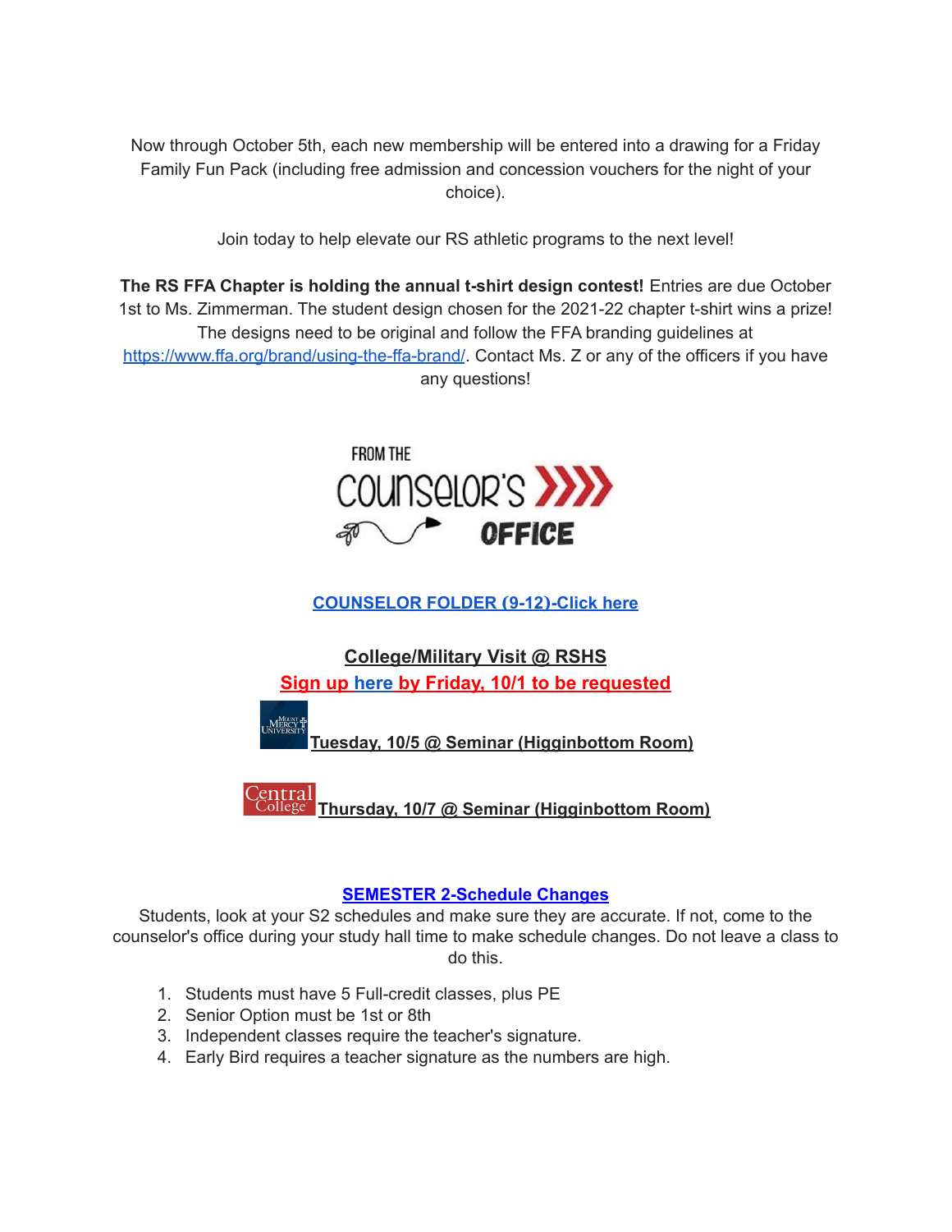Now through October 5th, each new membership will be entered into a drawing for a Friday Family Fun Pack (including free admission and concession vouchers for the night of your choice).

Join today to help elevate our RS athletic programs to the next level!

**The RS FFA Chapter is holding the annual t-shirt design contest!** Entries are due October 1st to Ms. Zimmerman. The student design chosen for the 2021-22 chapter t-shirt wins a prize! The designs need to be original and follow the FFA branding guidelines at https://www.ffa.org/brand/using-the-ffa-brand/. Contact Ms. Z or any of the officers if you have any questions!

FROM THE COUNSELOR'S OFFICE

**COUNSELOR FOLDER (9-12)-Click here**

**College/Military Visit @ RSHS**

**Sign up here by Friday, 10/1 to be requested**

Mount Mercy University **Tuesday, 10/5 @ Seminar (Higginbottom Room)**

Central College **Thursday, 10/7 @ Seminar (Higginbottom Room)**

**SEMESTER 2-Schedule Changes**

Students, look at your S2 schedules and make sure they are accurate. If not, come to the counselor's office during your study hall time to make schedule changes. Do not leave a class to do this.

1. Students must have 5 Full-credit classes, plus PE
2. Senior Option must be 1st or 8th
3. Independent classes require the teacher's signature.
4. Early Bird requires a teacher signature as the numbers are high.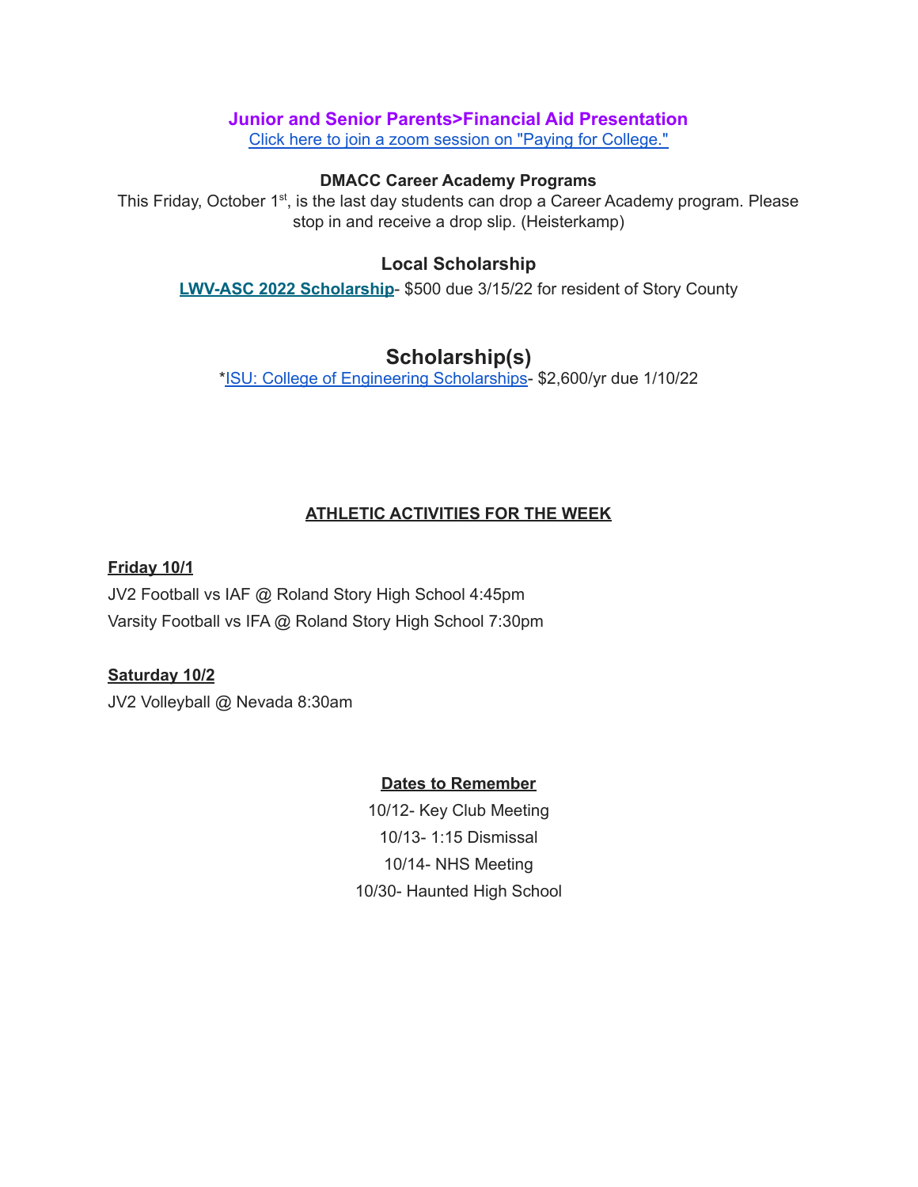**Junior and Senior Parents>Financial Aid Presentation**

Click here to join a zoom session on "Paying for College."

**DMACC Career Academy Programs**

This Friday, October 1st, is the last day students can drop a Career Academy program. Please stop in and receive a drop slip. (Heisterkamp)

## Local Scholarship

**LWV-ASC 2022 Scholarship**- $500 due 3/15/22 for resident of Story County

## Scholarship(s)

*ISU: College of Engineering Scholarships- $2,600/yr due 1/10/22

**ATHLETIC ACTIVITIES FOR THE WEEK**

**Friday 10/1**

JV2 Football vs IAF @ Roland Story High School 4:45pm

Varsity Football vs IFA @ Roland Story High School 7:30pm

**Saturday 10/2**

JV2 Volleyball @ Nevada 8:30am

**Dates to Remember**

10/12- Key Club Meeting

10/13- 1:15 Dismissal

10/14- NHS Meeting

10/30- Haunted High School